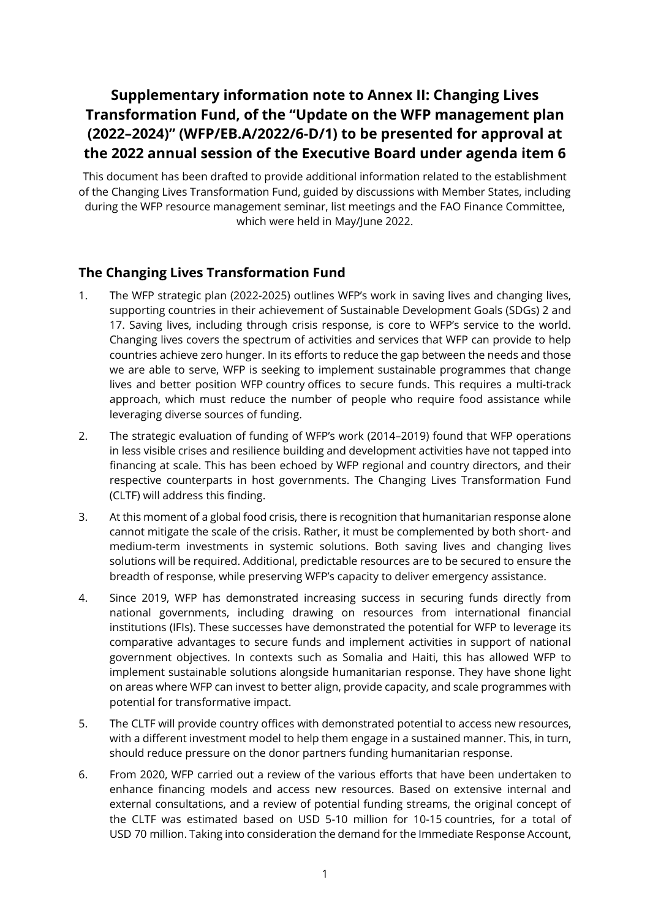# Supplementary information note to Annex II: Changing Lives Transformation Fund, of the "Update on the WFP management plan (2022–2024)" (WFP/EB.A/2022/6-D/1) to be presented for approval at the 2022 annual session of the Executive Board under agenda item 6

This document has been drafted to provide additional information related to the establishment of the Changing Lives Transformation Fund, guided by discussions with Member States, including during the WFP resource management seminar, list meetings and the FAO Finance Committee, which were held in May/June 2022.

## The Changing Lives Transformation Fund

1. The WFP strategic plan (2022-2025) outlines WFP's work in saving lives and changing lives, supporting countries in their achievement of Sustainable Development Goals (SDGs) 2 and 17. Saving lives, including through crisis response, is core to WFP's service to the world. Changing lives covers the spectrum of activities and services that WFP can provide to help countries achieve zero hunger. In its efforts to reduce the gap between the needs and those we are able to serve, WFP is seeking to implement sustainable programmes that change lives and better position WFP country offices to secure funds. This requires a multi-track approach, which must reduce the number of people who require food assistance while leveraging diverse sources of funding.

2. The strategic evaluation of funding of WFP's work (2014–2019) found that WFP operations in less visible crises and resilience building and development activities have not tapped into financing at scale. This has been echoed by WFP regional and country directors, and their respective counterparts in host governments. The Changing Lives Transformation Fund (CLTF) will address this finding.

3. At this moment of a global food crisis, there is recognition that humanitarian response alone cannot mitigate the scale of the crisis. Rather, it must be complemented by both short- and medium-term investments in systemic solutions. Both saving lives and changing lives solutions will be required. Additional, predictable resources are to be secured to ensure the breadth of response, while preserving WFP's capacity to deliver emergency assistance.

4. Since 2019, WFP has demonstrated increasing success in securing funds directly from national governments, including drawing on resources from international financial institutions (IFIs). These successes have demonstrated the potential for WFP to leverage its comparative advantages to secure funds and implement activities in support of national government objectives. In contexts such as Somalia and Haiti, this has allowed WFP to implement sustainable solutions alongside humanitarian response. They have shone light on areas where WFP can invest to better align, provide capacity, and scale programmes with potential for transformative impact.

5. The CLTF will provide country offices with demonstrated potential to access new resources, with a different investment model to help them engage in a sustained manner. This, in turn, should reduce pressure on the donor partners funding humanitarian response.

6. From 2020, WFP carried out a review of the various efforts that have been undertaken to enhance financing models and access new resources. Based on extensive internal and external consultations, and a review of potential funding streams, the original concept of the CLTF was estimated based on USD 5-10 million for 10-15 countries, for a total of USD 70 million. Taking into consideration the demand for the Immediate Response Account,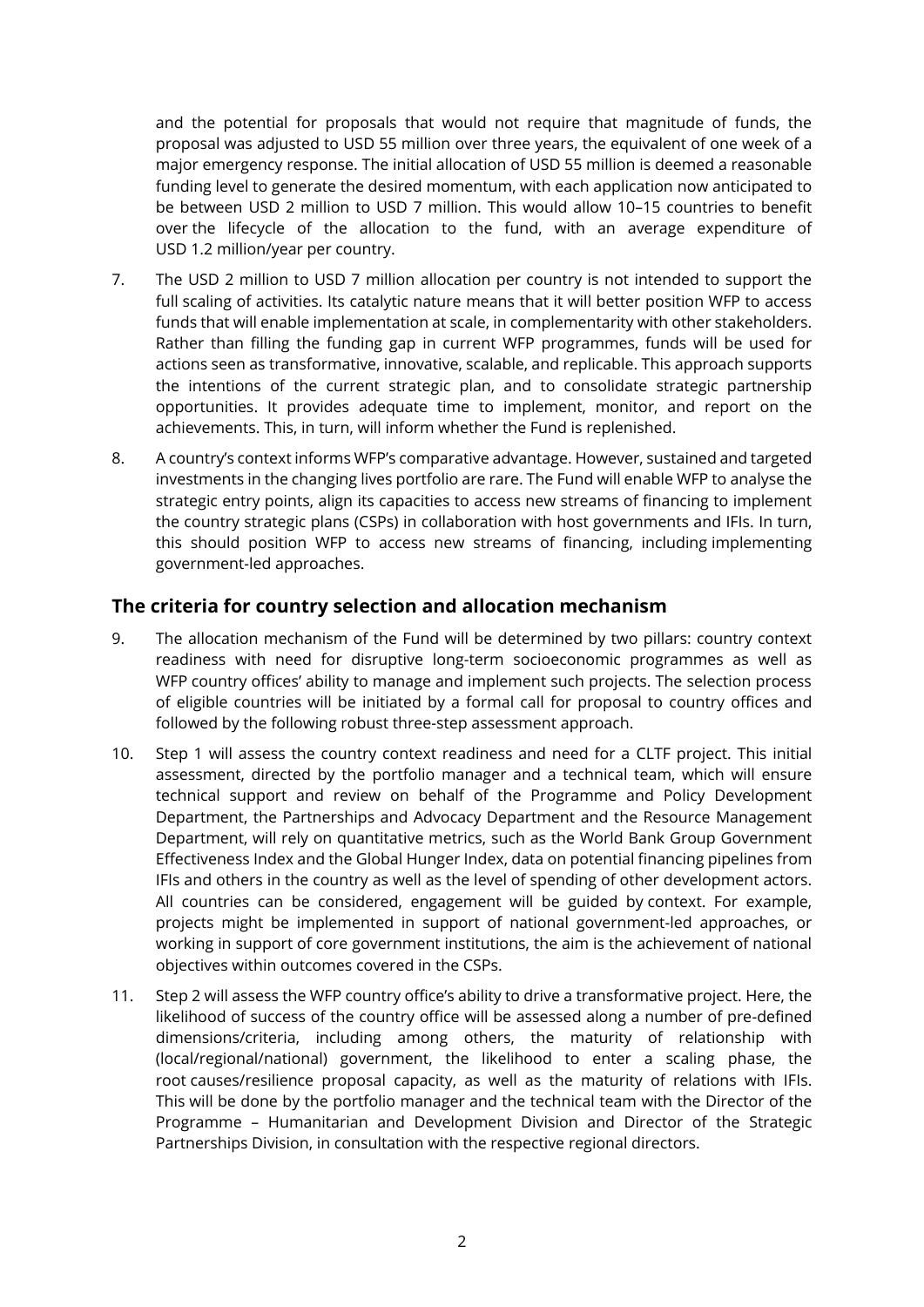and the potential for proposals that would not require that magnitude of funds, the proposal was adjusted to USD 55 million over three years, the equivalent of one week of a major emergency response. The initial allocation of USD 55 million is deemed a reasonable funding level to generate the desired momentum, with each application now anticipated to be between USD 2 million to USD 7 million. This would allow 10–15 countries to benefit over the lifecycle of the allocation to the fund, with an average expenditure of USD 1.2 million/year per country.

7. The USD 2 million to USD 7 million allocation per country is not intended to support the full scaling of activities. Its catalytic nature means that it will better position WFP to access funds that will enable implementation at scale, in complementarity with other stakeholders. Rather than filling the funding gap in current WFP programmes, funds will be used for actions seen as transformative, innovative, scalable, and replicable. This approach supports the intentions of the current strategic plan, and to consolidate strategic partnership opportunities. It provides adequate time to implement, monitor, and report on the achievements. This, in turn, will inform whether the Fund is replenished.

8. A country's context informs WFP's comparative advantage. However, sustained and targeted investments in the changing lives portfolio are rare. The Fund will enable WFP to analyse the strategic entry points, align its capacities to access new streams of financing to implement the country strategic plans (CSPs) in collaboration with host governments and IFIs. In turn, this should position WFP to access new streams of financing, including implementing government-led approaches.

## The criteria for country selection and allocation mechanism

9. The allocation mechanism of the Fund will be determined by two pillars: country context readiness with need for disruptive long-term socioeconomic programmes as well as WFP country offices' ability to manage and implement such projects. The selection process of eligible countries will be initiated by a formal call for proposal to country offices and followed by the following robust three-step assessment approach.

10. Step 1 will assess the country context readiness and need for a CLTF project. This initial assessment, directed by the portfolio manager and a technical team, which will ensure technical support and review on behalf of the Programme and Policy Development Department, the Partnerships and Advocacy Department and the Resource Management Department, will rely on quantitative metrics, such as the World Bank Group Government Effectiveness Index and the Global Hunger Index, data on potential financing pipelines from IFIs and others in the country as well as the level of spending of other development actors. All countries can be considered, engagement will be guided by context. For example, projects might be implemented in support of national government-led approaches, or working in support of core government institutions, the aim is the achievement of national objectives within outcomes covered in the CSPs.

11. Step 2 will assess the WFP country office's ability to drive a transformative project. Here, the likelihood of success of the country office will be assessed along a number of pre-defined dimensions/criteria, including among others, the maturity of relationship with (local/regional/national) government, the likelihood to enter a scaling phase, the root causes/resilience proposal capacity, as well as the maturity of relations with IFIs. This will be done by the portfolio manager and the technical team with the Director of the Programme – Humanitarian and Development Division and Director of the Strategic Partnerships Division, in consultation with the respective regional directors.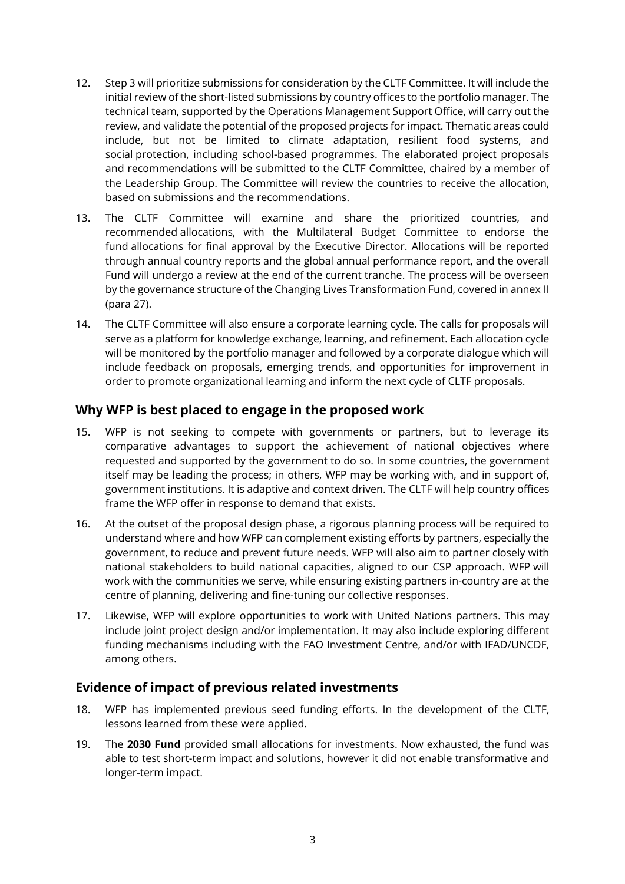12. Step 3 will prioritize submissions for consideration by the CLTF Committee. It will include the initial review of the short-listed submissions by country offices to the portfolio manager. The technical team, supported by the Operations Management Support Office, will carry out the review, and validate the potential of the proposed projects for impact. Thematic areas could include, but not be limited to climate adaptation, resilient food systems, and social protection, including school-based programmes. The elaborated project proposals and recommendations will be submitted to the CLTF Committee, chaired by a member of the Leadership Group. The Committee will review the countries to receive the allocation, based on submissions and the recommendations.

13. The CLTF Committee will examine and share the prioritized countries, and recommended allocations, with the Multilateral Budget Committee to endorse the fund allocations for final approval by the Executive Director. Allocations will be reported through annual country reports and the global annual performance report, and the overall Fund will undergo a review at the end of the current tranche. The process will be overseen by the governance structure of the Changing Lives Transformation Fund, covered in annex II (para 27).

14. The CLTF Committee will also ensure a corporate learning cycle. The calls for proposals will serve as a platform for knowledge exchange, learning, and refinement. Each allocation cycle will be monitored by the portfolio manager and followed by a corporate dialogue which will include feedback on proposals, emerging trends, and opportunities for improvement in order to promote organizational learning and inform the next cycle of CLTF proposals.

## Why WFP is best placed to engage in the proposed work

15. WFP is not seeking to compete with governments or partners, but to leverage its comparative advantages to support the achievement of national objectives where requested and supported by the government to do so. In some countries, the government itself may be leading the process; in others, WFP may be working with, and in support of, government institutions. It is adaptive and context driven. The CLTF will help country offices frame the WFP offer in response to demand that exists.

16. At the outset of the proposal design phase, a rigorous planning process will be required to understand where and how WFP can complement existing efforts by partners, especially the government, to reduce and prevent future needs. WFP will also aim to partner closely with national stakeholders to build national capacities, aligned to our CSP approach. WFP will work with the communities we serve, while ensuring existing partners in-country are at the centre of planning, delivering and fine-tuning our collective responses.

17. Likewise, WFP will explore opportunities to work with United Nations partners. This may include joint project design and/or implementation. It may also include exploring different funding mechanisms including with the FAO Investment Centre, and/or with IFAD/UNCDF, among others.

## Evidence of impact of previous related investments

18. WFP has implemented previous seed funding efforts. In the development of the CLTF, lessons learned from these were applied.

19. The **2030 Fund** provided small allocations for investments. Now exhausted, the fund was able to test short-term impact and solutions, however it did not enable transformative and longer-term impact.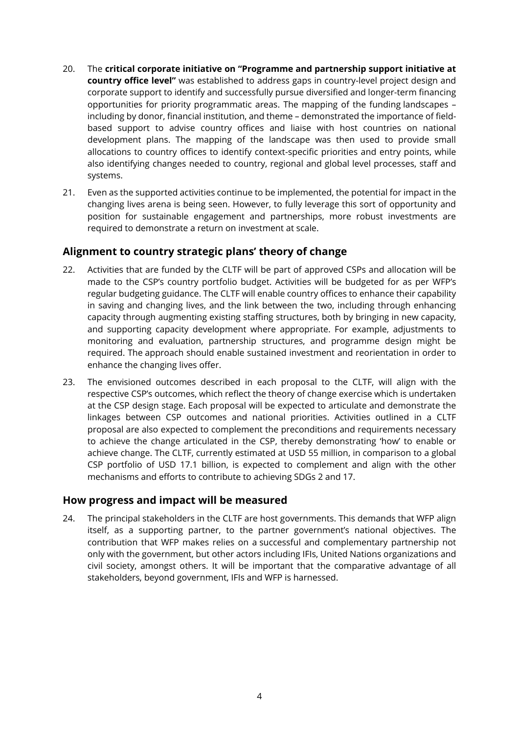20. The **critical corporate initiative on "Programme and partnership support initiative at country office level"** was established to address gaps in country-level project design and corporate support to identify and successfully pursue diversified and longer-term financing opportunities for priority programmatic areas. The mapping of the funding landscapes – including by donor, financial institution, and theme – demonstrated the importance of field-based support to advise country offices and liaise with host countries on national development plans. The mapping of the landscape was then used to provide small allocations to country offices to identify context-specific priorities and entry points, while also identifying changes needed to country, regional and global level processes, staff and systems.

21. Even as the supported activities continue to be implemented, the potential for impact in the changing lives arena is being seen. However, to fully leverage this sort of opportunity and position for sustainable engagement and partnerships, more robust investments are required to demonstrate a return on investment at scale.

## Alignment to country strategic plans' theory of change

22. Activities that are funded by the CLTF will be part of approved CSPs and allocation will be made to the CSP's country portfolio budget. Activities will be budgeted for as per WFP's regular budgeting guidance. The CLTF will enable country offices to enhance their capability in saving and changing lives, and the link between the two, including through enhancing capacity through augmenting existing staffing structures, both by bringing in new capacity, and supporting capacity development where appropriate. For example, adjustments to monitoring and evaluation, partnership structures, and programme design might be required. The approach should enable sustained investment and reorientation in order to enhance the changing lives offer.

23. The envisioned outcomes described in each proposal to the CLTF, will align with the respective CSP's outcomes, which reflect the theory of change exercise which is undertaken at the CSP design stage. Each proposal will be expected to articulate and demonstrate the linkages between CSP outcomes and national priorities. Activities outlined in a CLTF proposal are also expected to complement the preconditions and requirements necessary to achieve the change articulated in the CSP, thereby demonstrating 'how' to enable or achieve change. The CLTF, currently estimated at USD 55 million, in comparison to a global CSP portfolio of USD 17.1 billion, is expected to complement and align with the other mechanisms and efforts to contribute to achieving SDGs 2 and 17.

## How progress and impact will be measured

24. The principal stakeholders in the CLTF are host governments. This demands that WFP align itself, as a supporting partner, to the partner government's national objectives. The contribution that WFP makes relies on a successful and complementary partnership not only with the government, but other actors including IFIs, United Nations organizations and civil society, amongst others. It will be important that the comparative advantage of all stakeholders, beyond government, IFIs and WFP is harnessed.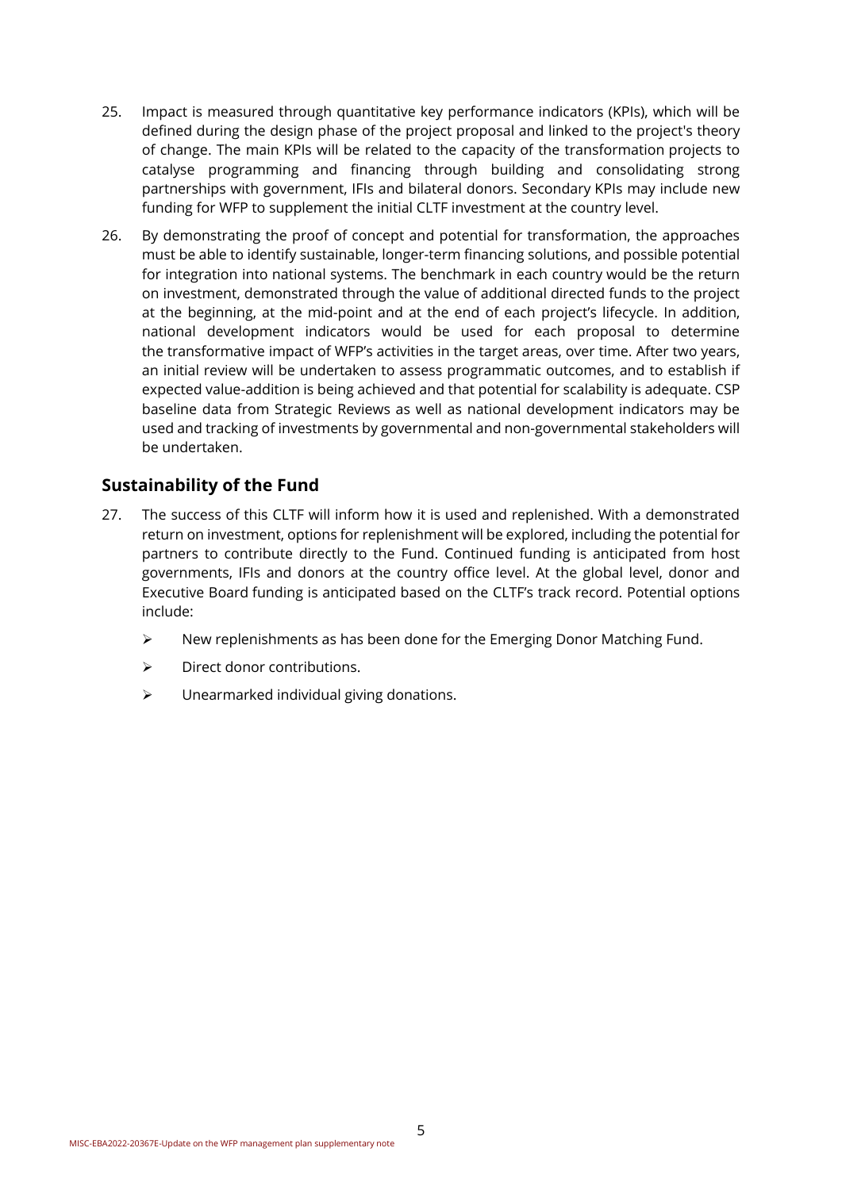25. Impact is measured through quantitative key performance indicators (KPIs), which will be defined during the design phase of the project proposal and linked to the project's theory of change. The main KPIs will be related to the capacity of the transformation projects to catalyse programming and financing through building and consolidating strong partnerships with government, IFIs and bilateral donors. Secondary KPIs may include new funding for WFP to supplement the initial CLTF investment at the country level.

26. By demonstrating the proof of concept and potential for transformation, the approaches must be able to identify sustainable, longer-term financing solutions, and possible potential for integration into national systems. The benchmark in each country would be the return on investment, demonstrated through the value of additional directed funds to the project at the beginning, at the mid-point and at the end of each project's lifecycle. In addition, national development indicators would be used for each proposal to determine the transformative impact of WFP's activities in the target areas, over time. After two years, an initial review will be undertaken to assess programmatic outcomes, and to establish if expected value-addition is being achieved and that potential for scalability is adequate. CSP baseline data from Strategic Reviews as well as national development indicators may be used and tracking of investments by governmental and non-governmental stakeholders will be undertaken.

## Sustainability of the Fund

27. The success of this CLTF will inform how it is used and replenished. With a demonstrated return on investment, options for replenishment will be explored, including the potential for partners to contribute directly to the Fund. Continued funding is anticipated from host governments, IFIs and donors at the country office level. At the global level, donor and Executive Board funding is anticipated based on the CLTF's track record. Potential options include:

    - New replenishments as has been done for the Emerging Donor Matching Fund.
    - Direct donor contributions.
    - Unearmarked individual giving donations.